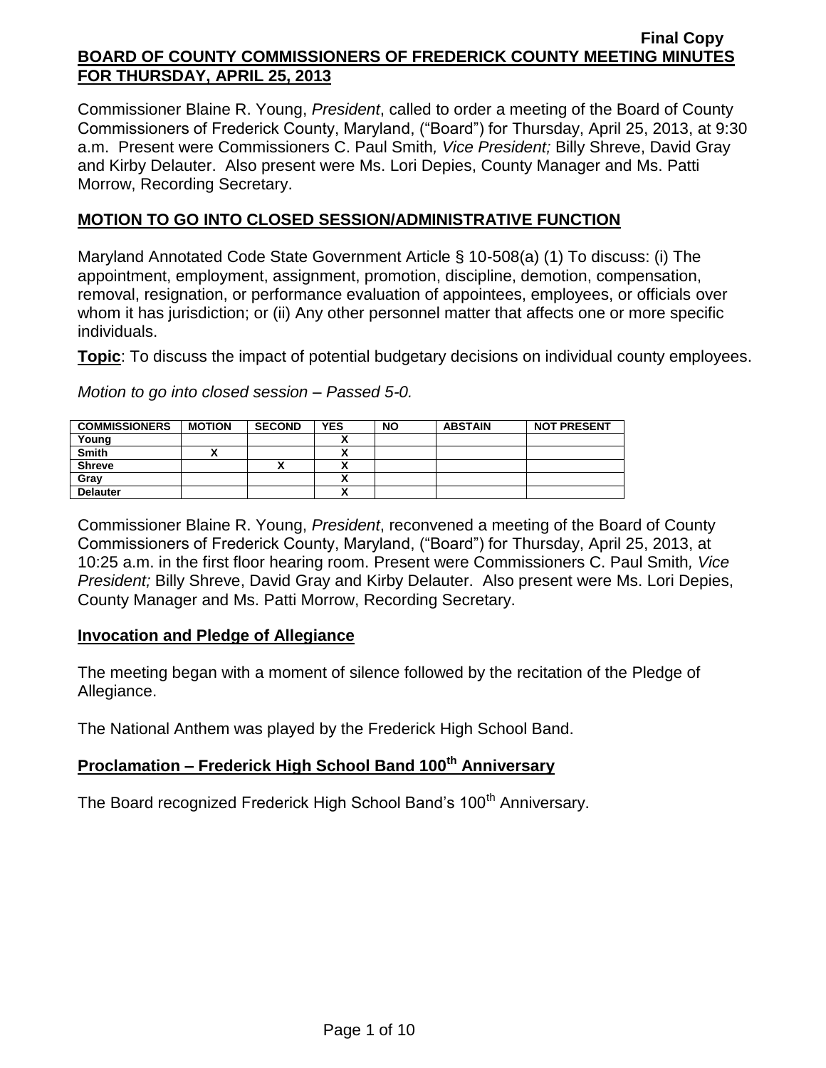Final Copy

# BOARD OF COUNTY COMMISSIONERS OF FREDERICK COUNTY MEETING MINUTES FOR THURSDAY, APRIL 25, 2013

Commissioner Blaine R. Young, *President*, called to order a meeting of the Board of County Commissioners of Frederick County, Maryland, ("Board") for Thursday, April 25, 2013, at 9:30 a.m. Present were Commissioners C. Paul Smith*, Vice President;* Billy Shreve, David Gray and Kirby Delauter. Also present were Ms. Lori Depies, County Manager and Ms. Patti Morrow, Recording Secretary.

## MOTION TO GO INTO CLOSED SESSION/ADMINISTRATIVE FUNCTION

Maryland Annotated Code State Government Article § 10-508(a) (1) To discuss: (i) The appointment, employment, assignment, promotion, discipline, demotion, compensation, removal, resignation, or performance evaluation of appointees, employees, or officials over whom it has jurisdiction; or (ii) Any other personnel matter that affects one or more specific individuals.

**Topic**: To discuss the impact of potential budgetary decisions on individual county employees.

*Motion to go into closed session – Passed 5-0.*

| COMMISSIONERS | MOTION | SECOND | YES | NO | ABSTAIN | NOT PRESENT |
|---|---|---|---|---|---|---|
| Young | | | X | | | |
| Smith | X | | X | | | |
| Shreve | | X | X | | | |
| Gray | | | X | | | |
| Delauter | | | X | | | |

Commissioner Blaine R. Young, *President*, reconvened a meeting of the Board of County Commissioners of Frederick County, Maryland, ("Board") for Thursday, April 25, 2013, at 10:25 a.m. in the first floor hearing room. Present were Commissioners C. Paul Smith*, Vice President;* Billy Shreve, David Gray and Kirby Delauter. Also present were Ms. Lori Depies, County Manager and Ms. Patti Morrow, Recording Secretary.

## Invocation and Pledge of Allegiance

The meeting began with a moment of silence followed by the recitation of the Pledge of Allegiance.

The National Anthem was played by the Frederick High School Band.

## Proclamation – Frederick High School Band 100th Anniversary

The Board recognized Frederick High School Band's 100th Anniversary.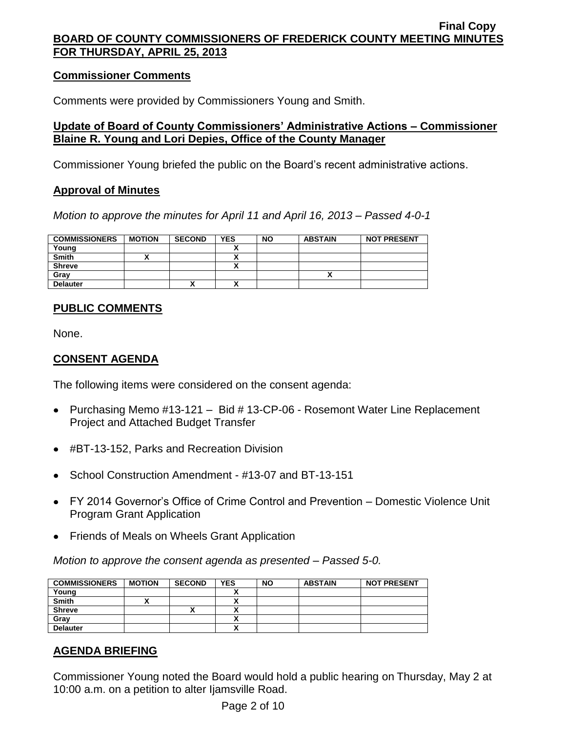## Commissioner Comments

Comments were provided by Commissioners Young and Smith.

## Update of Board of County Commissioners' Administrative Actions – Commissioner Blaine R. Young and Lori Depies, Office of the County Manager

Commissioner Young briefed the public on the Board's recent administrative actions.

## Approval of Minutes

*Motion to approve the minutes for April 11 and April 16, 2013 – Passed 4-0-1*

| COMMISSIONERS | MOTION | SECOND | YES | NO | ABSTAIN | NOT PRESENT |
|---|---|---|---|---|---|---|
| Young | | | X | | | |
| Smith | X | | X | | | |
| Shreve | | | X | | | |
| Gray | | | | | X | |
| Delauter | | X | X | | | |

## PUBLIC COMMENTS

None.

## CONSENT AGENDA

The following items were considered on the consent agenda:

- Purchasing Memo #13-121 – Bid # 13-CP-06 - Rosemont Water Line Replacement Project and Attached Budget Transfer
- #BT-13-152, Parks and Recreation Division
- School Construction Amendment - #13-07 and BT-13-151
- FY 2014 Governor's Office of Crime Control and Prevention – Domestic Violence Unit Program Grant Application
- Friends of Meals on Wheels Grant Application

*Motion to approve the consent agenda as presented – Passed 5-0.*

| COMMISSIONERS | MOTION | SECOND | YES | NO | ABSTAIN | NOT PRESENT |
|---|---|---|---|---|---|---|
| Young | | | X | | | |
| Smith | X | | X | | | |
| Shreve | | X | X | | | |
| Gray | | | X | | | |
| Delauter | | | X | | | |

## AGENDA BRIEFING

Commissioner Young noted the Board would hold a public hearing on Thursday, May 2 at 10:00 a.m. on a petition to alter Ijamsville Road.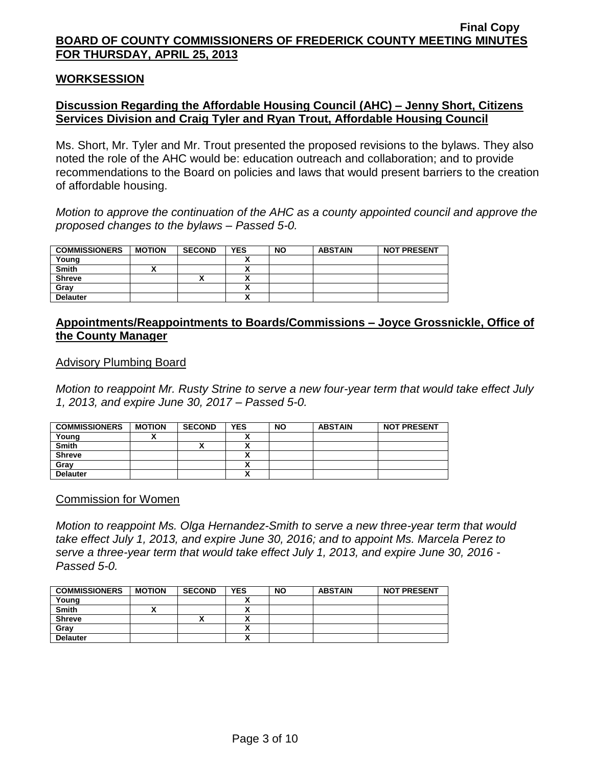## WORKSESSION

### Discussion Regarding the Affordable Housing Council (AHC) – Jenny Short, Citizens Services Division and Craig Tyler and Ryan Trout, Affordable Housing Council

Ms. Short, Mr. Tyler and Mr. Trout presented the proposed revisions to the bylaws. They also noted the role of the AHC would be: education outreach and collaboration; and to provide recommendations to the Board on policies and laws that would present barriers to the creation of affordable housing.

*Motion to approve the continuation of the AHC as a county appointed council and approve the proposed changes to the bylaws – Passed 5-0.*

| COMMISSIONERS | MOTION | SECOND | YES | NO | ABSTAIN | NOT PRESENT |
|---|---|---|---|---|---|---|
| Young | | | X | | | |
| Smith | X | | X | | | |
| Shreve | | X | X | | | |
| Gray | | | X | | | |
| Delauter | | | X | | | |

### Appointments/Reappointments to Boards/Commissions – Joyce Grossnickle, Office of the County Manager

Advisory Plumbing Board

*Motion to reappoint Mr. Rusty Strine to serve a new four-year term that would take effect July 1, 2013, and expire June 30, 2017 – Passed 5-0.*

| COMMISSIONERS | MOTION | SECOND | YES | NO | ABSTAIN | NOT PRESENT |
|---|---|---|---|---|---|---|
| Young | X | | X | | | |
| Smith | | X | X | | | |
| Shreve | | | X | | | |
| Gray | | | X | | | |
| Delauter | | | X | | | |

Commission for Women

*Motion to reappoint Ms. Olga Hernandez-Smith to serve a new three-year term that would take effect July 1, 2013, and expire June 30, 2016; and to appoint Ms. Marcela Perez to serve a three-year term that would take effect July 1, 2013, and expire June 30, 2016 - Passed 5-0.*

| COMMISSIONERS | MOTION | SECOND | YES | NO | ABSTAIN | NOT PRESENT |
|---|---|---|---|---|---|---|
| Young | | | X | | | |
| Smith | X | | X | | | |
| Shreve | | X | X | | | |
| Gray | | | X | | | |
| Delauter | | | X | | | |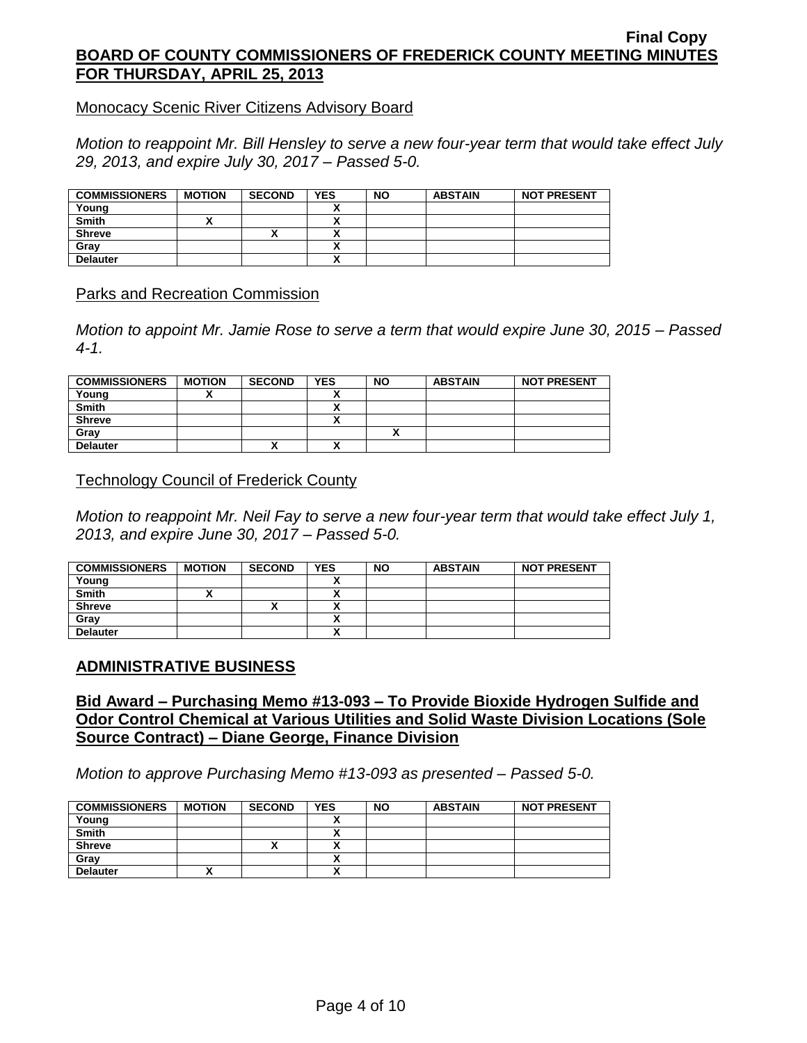Monocacy Scenic River Citizens Advisory Board

*Motion to reappoint Mr. Bill Hensley to serve a new four-year term that would take effect July 29, 2013, and expire July 30, 2017 – Passed 5-0.*

| COMMISSIONERS | MOTION | SECOND | YES | NO | ABSTAIN | NOT PRESENT |
|---|---|---|---|---|---|---|
| Young | | | X | | | |
| Smith | X | | X | | | |
| Shreve | | X | X | | | |
| Gray | | | X | | | |
| Delauter | | | X | | | |

Parks and Recreation Commission

*Motion to appoint Mr. Jamie Rose to serve a term that would expire June 30, 2015 – Passed 4-1.*

| COMMISSIONERS | MOTION | SECOND | YES | NO | ABSTAIN | NOT PRESENT |
|---|---|---|---|---|---|---|
| Young | X | | X | | | |
| Smith | | | X | | | |
| Shreve | | | X | | | |
| Gray | | | | X | | |
| Delauter | | X | X | | | |

Technology Council of Frederick County

*Motion to reappoint Mr. Neil Fay to serve a new four-year term that would take effect July 1, 2013, and expire June 30, 2017 – Passed 5-0.*

| COMMISSIONERS | MOTION | SECOND | YES | NO | ABSTAIN | NOT PRESENT |
|---|---|---|---|---|---|---|
| Young | | | X | | | |
| Smith | X | | X | | | |
| Shreve | | X | X | | | |
| Gray | | | X | | | |
| Delauter | | | X | | | |

## ADMINISTRATIVE BUSINESS

### Bid Award – Purchasing Memo #13-093 – To Provide Bioxide Hydrogen Sulfide and Odor Control Chemical at Various Utilities and Solid Waste Division Locations (Sole Source Contract) – Diane George, Finance Division

*Motion to approve Purchasing Memo #13-093 as presented – Passed 5-0.*

| COMMISSIONERS | MOTION | SECOND | YES | NO | ABSTAIN | NOT PRESENT |
|---|---|---|---|---|---|---|
| Young | | | X | | | |
| Smith | | | X | | | |
| Shreve | | X | X | | | |
| Gray | | | X | | | |
| Delauter | X | | X | | | |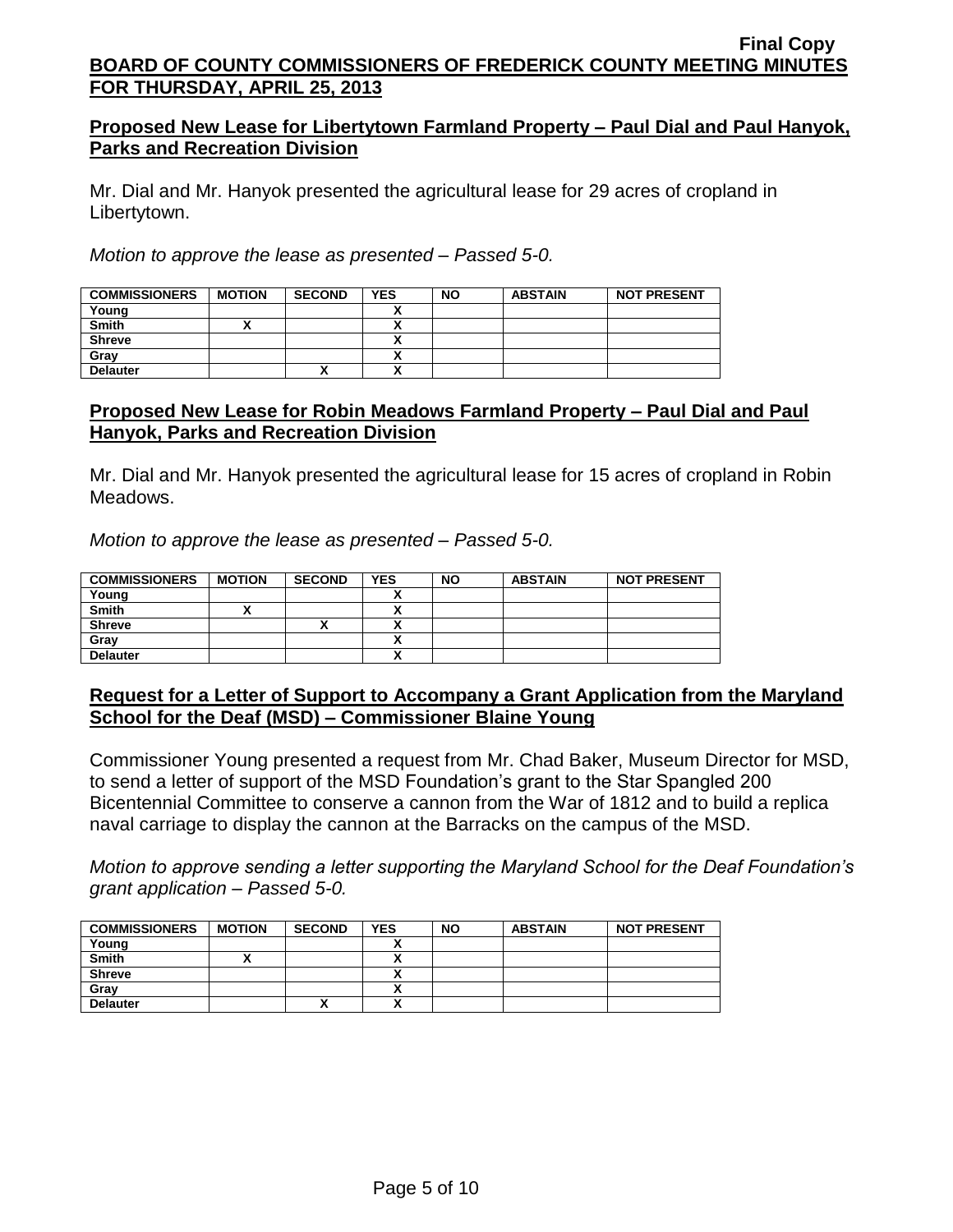Final Copy

**BOARD OF COUNTY COMMISSIONERS OF FREDERICK COUNTY MEETING MINUTES FOR THURSDAY, APRIL 25, 2013**

## Proposed New Lease for Libertytown Farmland Property – Paul Dial and Paul Hanyok, Parks and Recreation Division

Mr. Dial and Mr. Hanyok presented the agricultural lease for 29 acres of cropland in Libertytown.

*Motion to approve the lease as presented – Passed 5-0.*

| COMMISSIONERS | MOTION | SECOND | YES | NO | ABSTAIN | NOT PRESENT |
|---|---|---|---|---|---|---|
| Young | | | X | | | |
| Smith | X | | X | | | |
| Shreve | | | X | | | |
| Gray | | | X | | | |
| Delauter | | X | X | | | |

## Proposed New Lease for Robin Meadows Farmland Property – Paul Dial and Paul Hanyok, Parks and Recreation Division

Mr. Dial and Mr. Hanyok presented the agricultural lease for 15 acres of cropland in Robin Meadows.

*Motion to approve the lease as presented – Passed 5-0.*

| COMMISSIONERS | MOTION | SECOND | YES | NO | ABSTAIN | NOT PRESENT |
|---|---|---|---|---|---|---|
| Young | | | X | | | |
| Smith | X | | X | | | |
| Shreve | | X | X | | | |
| Gray | | | X | | | |
| Delauter | | | X | | | |

## Request for a Letter of Support to Accompany a Grant Application from the Maryland School for the Deaf (MSD) – Commissioner Blaine Young

Commissioner Young presented a request from Mr. Chad Baker, Museum Director for MSD, to send a letter of support of the MSD Foundation's grant to the Star Spangled 200 Bicentennial Committee to conserve a cannon from the War of 1812 and to build a replica naval carriage to display the cannon at the Barracks on the campus of the MSD.

*Motion to approve sending a letter supporting the Maryland School for the Deaf Foundation's grant application – Passed 5-0.*

| COMMISSIONERS | MOTION | SECOND | YES | NO | ABSTAIN | NOT PRESENT |
|---|---|---|---|---|---|---|
| Young | | | X | | | |
| Smith | X | | X | | | |
| Shreve | | | X | | | |
| Gray | | | X | | | |
| Delauter | | X | X | | | |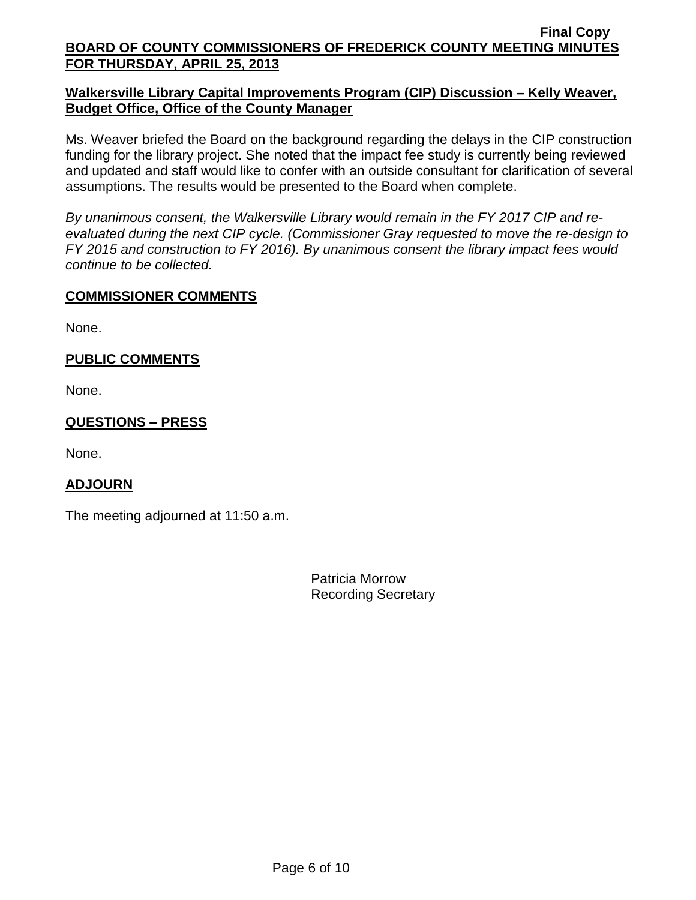**Walkersville Library Capital Improvements Program (CIP) Discussion – Kelly Weaver, Budget Office, Office of the County Manager**

Ms. Weaver briefed the Board on the background regarding the delays in the CIP construction funding for the library project. She noted that the impact fee study is currently being reviewed and updated and staff would like to confer with an outside consultant for clarification of several assumptions. The results would be presented to the Board when complete.

*By unanimous consent, the Walkersville Library would remain in the FY 2017 CIP and re-evaluated during the next CIP cycle. (Commissioner Gray requested to move the re-design to FY 2015 and construction to FY 2016). By unanimous consent the library impact fees would continue to be collected.*

## COMMISSIONER COMMENTS

None.

## PUBLIC COMMENTS

None.

## QUESTIONS – PRESS

None.

## ADJOURN

The meeting adjourned at 11:50 a.m.

Patricia Morrow
Recording Secretary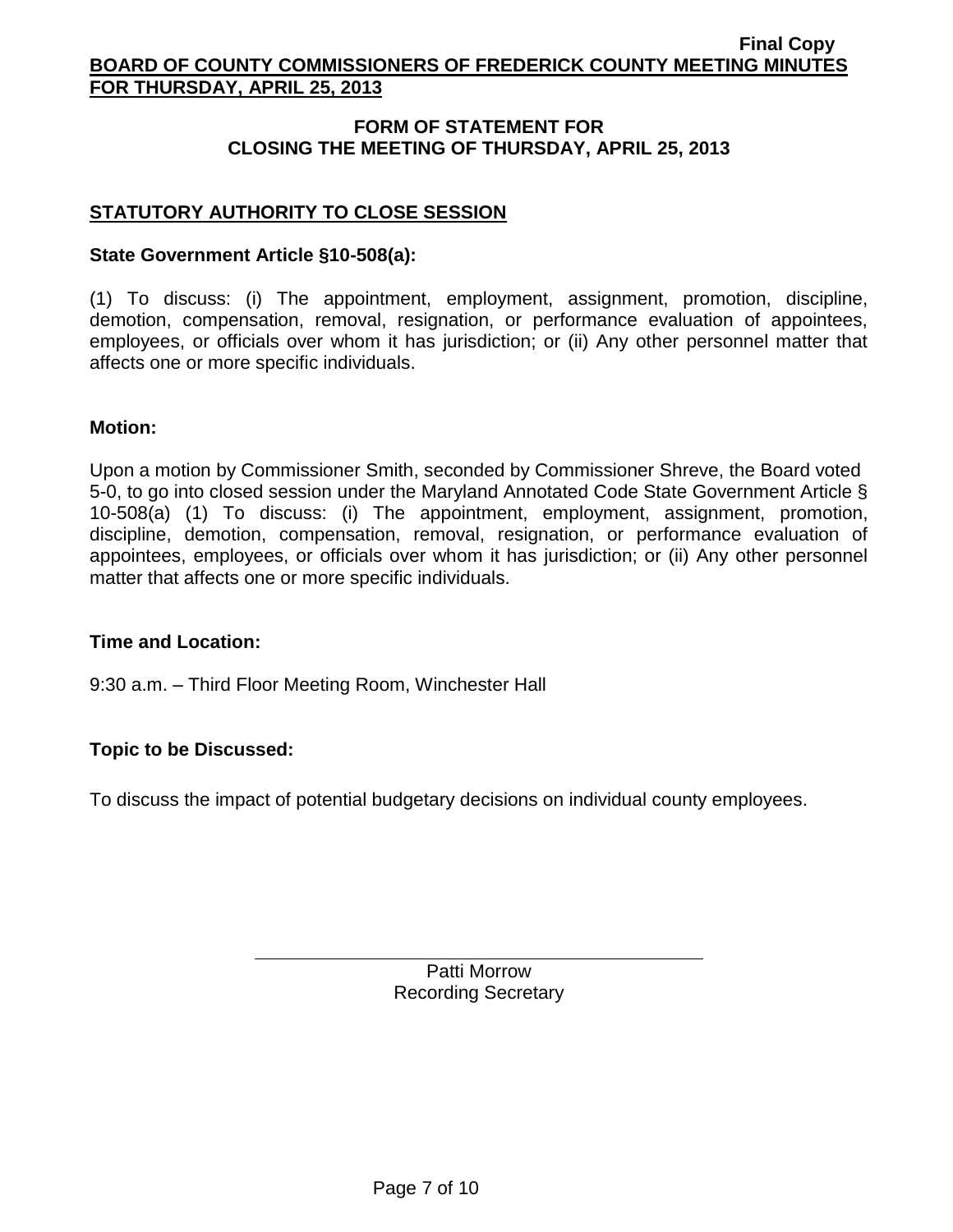## FORM OF STATEMENT FOR CLOSING THE MEETING OF THURSDAY, APRIL 25, 2013

### STATUTORY AUTHORITY TO CLOSE SESSION

**State Government Article §10-508(a):**

(1) To discuss: (i) The appointment, employment, assignment, promotion, discipline, demotion, compensation, removal, resignation, or performance evaluation of appointees, employees, or officials over whom it has jurisdiction; or (ii) Any other personnel matter that affects one or more specific individuals.

**Motion:**

Upon a motion by Commissioner Smith, seconded by Commissioner Shreve, the Board voted 5-0, to go into closed session under the Maryland Annotated Code State Government Article § 10-508(a) (1) To discuss: (i) The appointment, employment, assignment, promotion, discipline, demotion, compensation, removal, resignation, or performance evaluation of appointees, employees, or officials over whom it has jurisdiction; or (ii) Any other personnel matter that affects one or more specific individuals.

**Time and Location:**

9:30 a.m. – Third Floor Meeting Room, Winchester Hall

**Topic to be Discussed:**

To discuss the impact of potential budgetary decisions on individual county employees.

Patti Morrow
Recording Secretary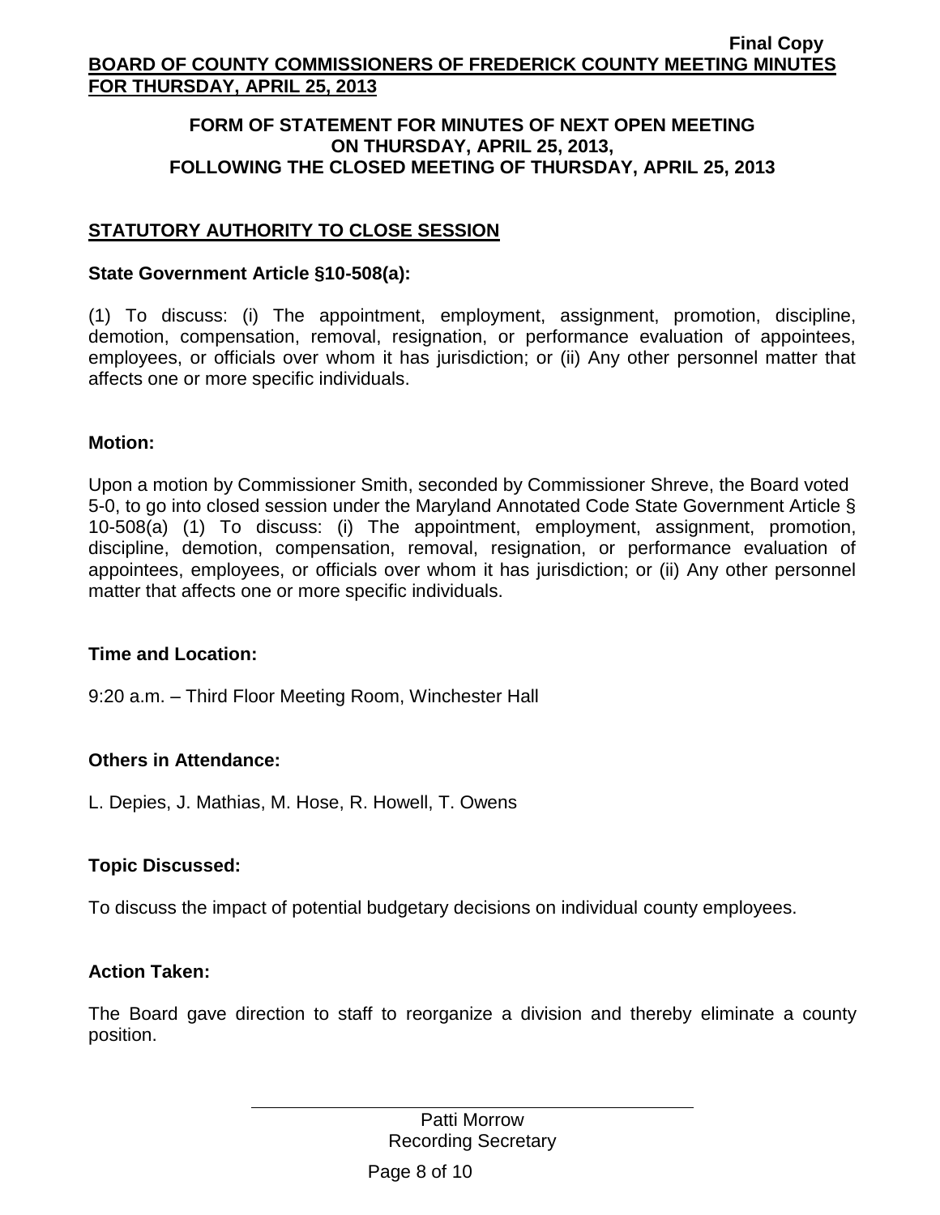## FORM OF STATEMENT FOR MINUTES OF NEXT OPEN MEETING ON THURSDAY, APRIL 25, 2013, FOLLOWING THE CLOSED MEETING OF THURSDAY, APRIL 25, 2013

### STATUTORY AUTHORITY TO CLOSE SESSION

**State Government Article §10-508(a):**

(1) To discuss: (i) The appointment, employment, assignment, promotion, discipline, demotion, compensation, removal, resignation, or performance evaluation of appointees, employees, or officials over whom it has jurisdiction; or (ii) Any other personnel matter that affects one or more specific individuals.

**Motion:**

Upon a motion by Commissioner Smith, seconded by Commissioner Shreve, the Board voted 5-0, to go into closed session under the Maryland Annotated Code State Government Article § 10-508(a) (1) To discuss: (i) The appointment, employment, assignment, promotion, discipline, demotion, compensation, removal, resignation, or performance evaluation of appointees, employees, or officials over whom it has jurisdiction; or (ii) Any other personnel matter that affects one or more specific individuals.

**Time and Location:**

9:20 a.m. – Third Floor Meeting Room, Winchester Hall

**Others in Attendance:**

L. Depies, J. Mathias, M. Hose, R. Howell, T. Owens

**Topic Discussed:**

To discuss the impact of potential budgetary decisions on individual county employees.

**Action Taken:**

The Board gave direction to staff to reorganize a division and thereby eliminate a county position.

Patti Morrow
Recording Secretary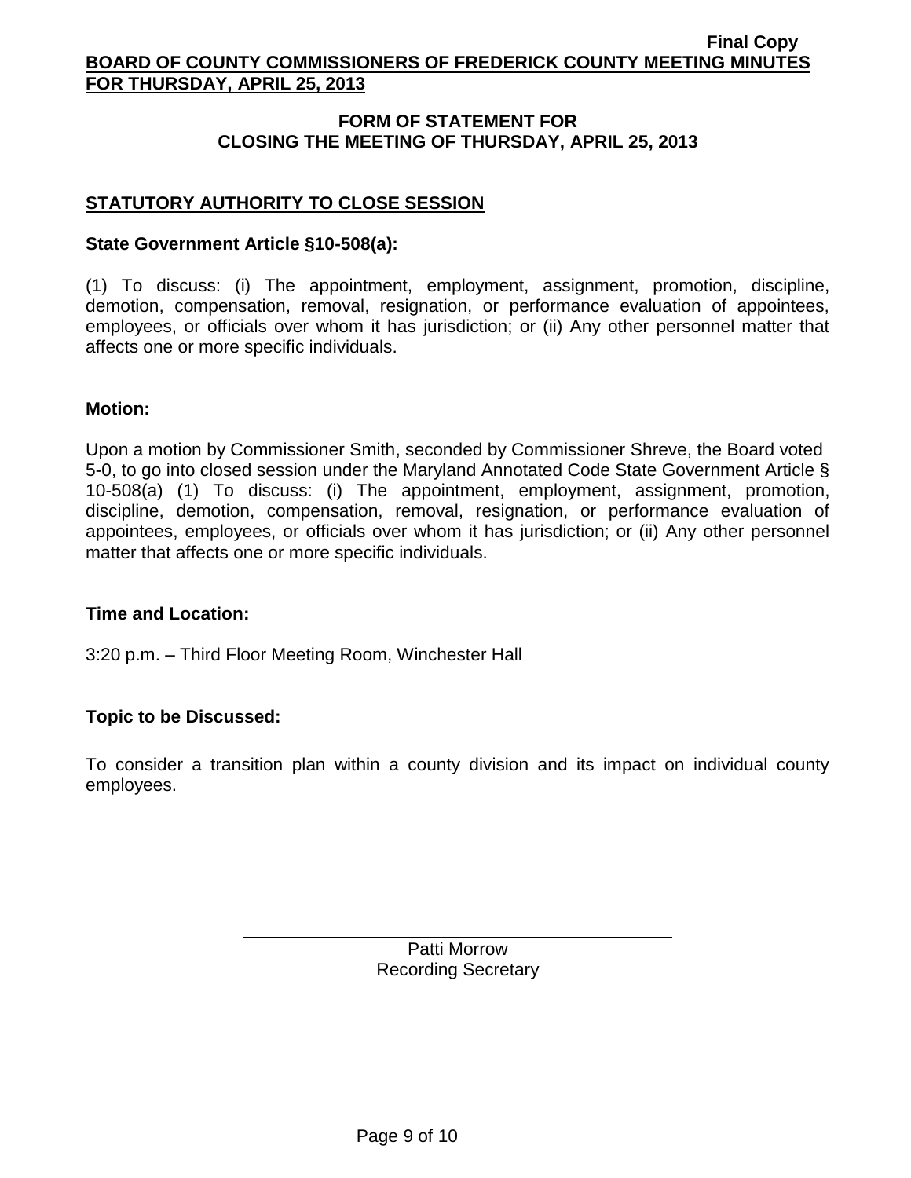## FORM OF STATEMENT FOR CLOSING THE MEETING OF THURSDAY, APRIL 25, 2013

### STATUTORY AUTHORITY TO CLOSE SESSION

**State Government Article §10-508(a):**

(1) To discuss: (i) The appointment, employment, assignment, promotion, discipline, demotion, compensation, removal, resignation, or performance evaluation of appointees, employees, or officials over whom it has jurisdiction; or (ii) Any other personnel matter that affects one or more specific individuals.

**Motion:**

Upon a motion by Commissioner Smith, seconded by Commissioner Shreve, the Board voted 5-0, to go into closed session under the Maryland Annotated Code State Government Article § 10-508(a) (1) To discuss: (i) The appointment, employment, assignment, promotion, discipline, demotion, compensation, removal, resignation, or performance evaluation of appointees, employees, or officials over whom it has jurisdiction; or (ii) Any other personnel matter that affects one or more specific individuals.

**Time and Location:**

3:20 p.m. – Third Floor Meeting Room, Winchester Hall

**Topic to be Discussed:**

To consider a transition plan within a county division and its impact on individual county employees.

Patti Morrow
Recording Secretary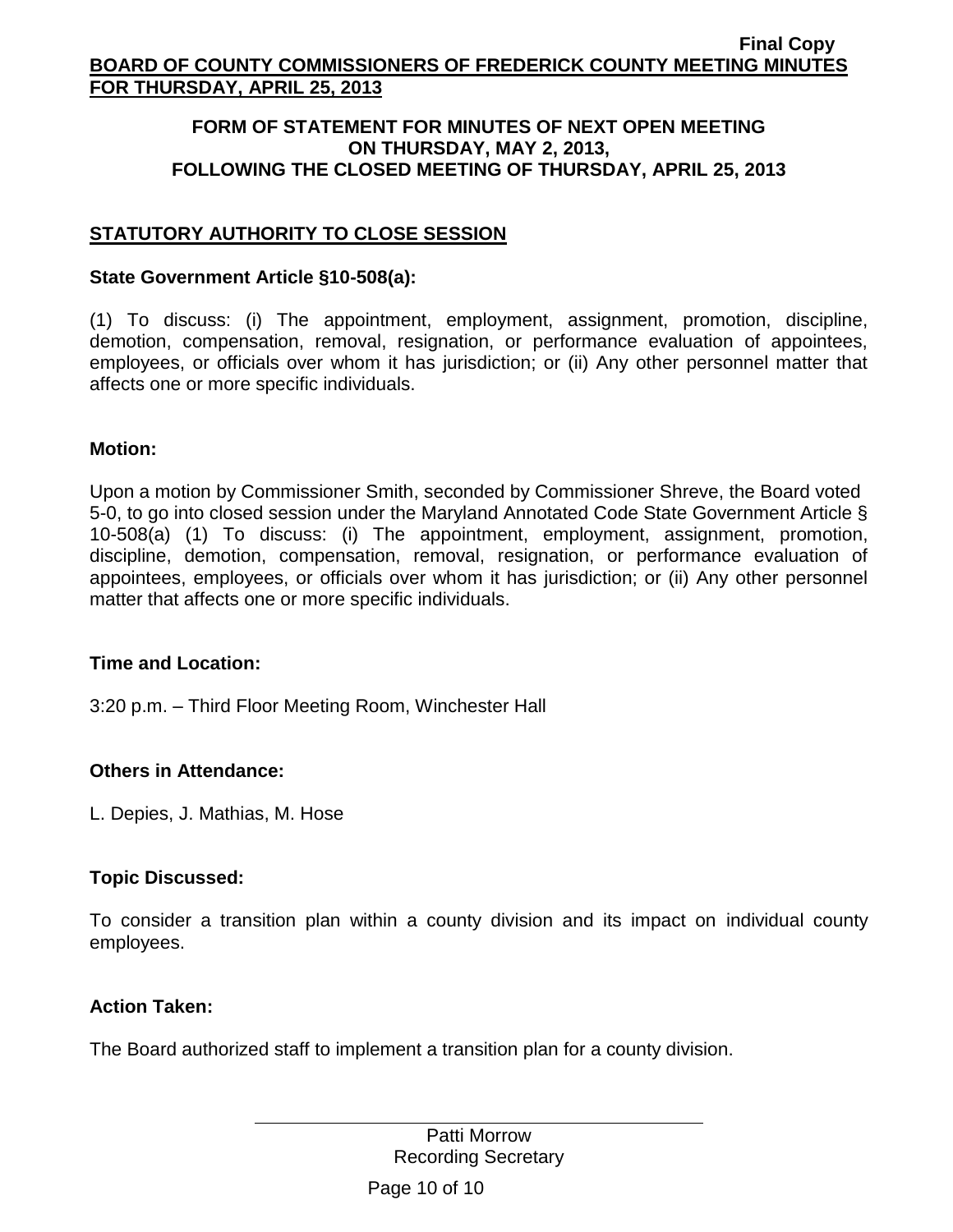**FORM OF STATEMENT FOR MINUTES OF NEXT OPEN MEETING ON THURSDAY, MAY 2, 2013, FOLLOWING THE CLOSED MEETING OF THURSDAY, APRIL 25, 2013**

## STATUTORY AUTHORITY TO CLOSE SESSION

**State Government Article §10-508(a):**

(1) To discuss: (i) The appointment, employment, assignment, promotion, discipline, demotion, compensation, removal, resignation, or performance evaluation of appointees, employees, or officials over whom it has jurisdiction; or (ii) Any other personnel matter that affects one or more specific individuals.

**Motion:**

Upon a motion by Commissioner Smith, seconded by Commissioner Shreve, the Board voted 5-0, to go into closed session under the Maryland Annotated Code State Government Article § 10-508(a) (1) To discuss: (i) The appointment, employment, assignment, promotion, discipline, demotion, compensation, removal, resignation, or performance evaluation of appointees, employees, or officials over whom it has jurisdiction; or (ii) Any other personnel matter that affects one or more specific individuals.

**Time and Location:**

3:20 p.m. – Third Floor Meeting Room, Winchester Hall

**Others in Attendance:**

L. Depies, J. Mathias, M. Hose

**Topic Discussed:**

To consider a transition plan within a county division and its impact on individual county employees.

**Action Taken:**

The Board authorized staff to implement a transition plan for a county division.

Patti Morrow
Recording Secretary